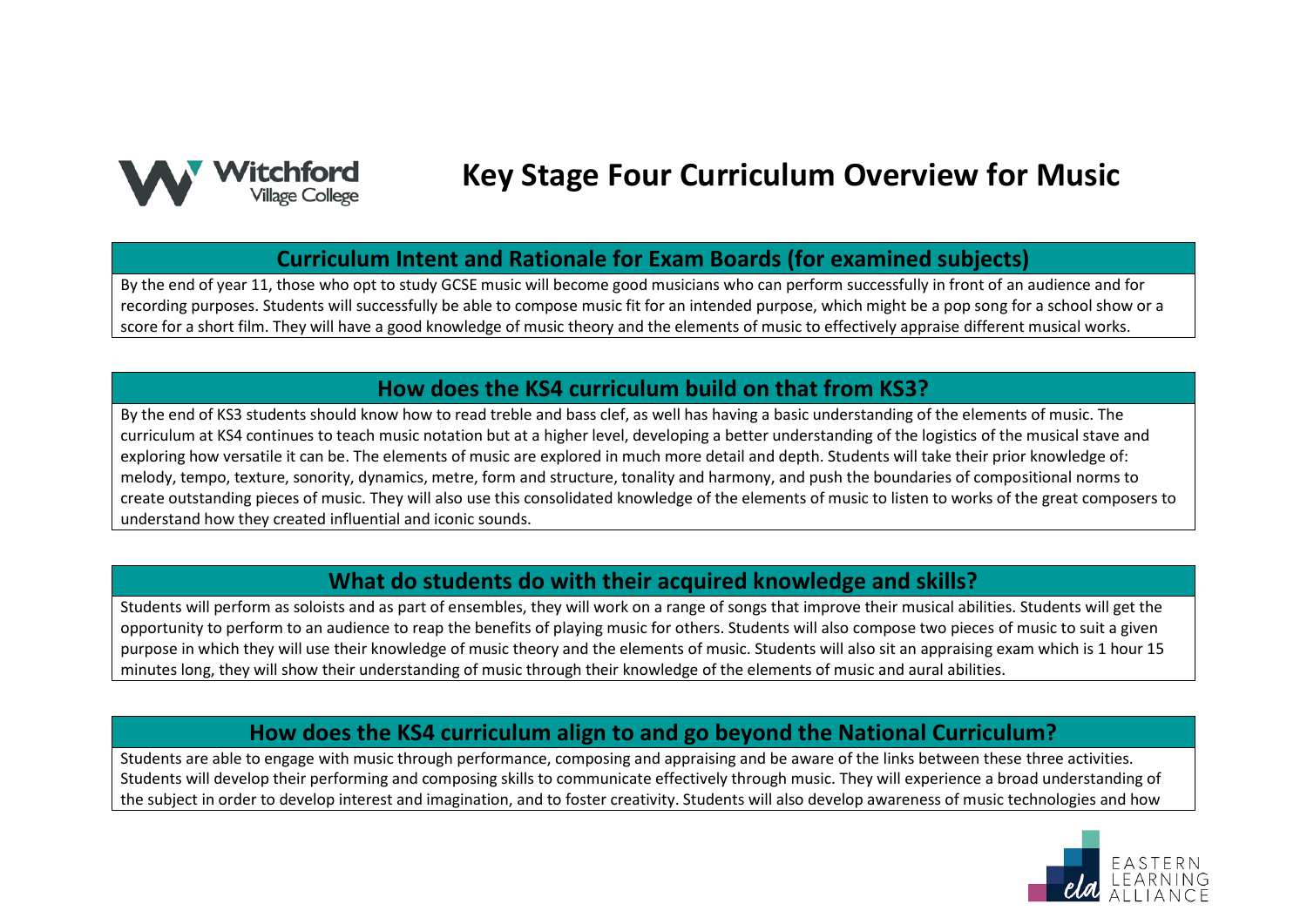# Key Stage Four Curriculum Overview for Music

## Curriculum Intent and Rationale for Exam Boards (for examined subjects)

By the end of year 11, those who opt to study GCSE music will become good musicians who can perform successfully in front of an audience and for recording purposes. Students will successfully be able to compose music fit for an intended purpose, which might be a pop song for a school show or a score for a short film. They will have a good knowledge of music theory and the elements of music to effectively appraise different musical works.

## How does the KS4 curriculum build on that from KS3?

By the end of KS3 students should know how to read treble and bass clef, as well has having a basic understanding of the elements of music. The curriculum at KS4 continues to teach music notation but at a higher level, developing a better understanding of the logistics of the musical stave and exploring how versatile it can be. The elements of music are explored in much more detail and depth. Students will take their prior knowledge of: melody, tempo, texture, sonority, dynamics, metre, form and structure, tonality and harmony, and push the boundaries of compositional norms to create outstanding pieces of music. They will also use this consolidated knowledge of the elements of music to listen to works of the great composers to understand how they created influential and iconic sounds.

## What do students do with their acquired knowledge and skills?

Students will perform as soloists and as part of ensembles, they will work on a range of songs that improve their musical abilities. Students will get the opportunity to perform to an audience to reap the benefits of playing music for others. Students will also compose two pieces of music to suit a given purpose in which they will use their knowledge of music theory and the elements of music. Students will also sit an appraising exam which is 1 hour 15 minutes long, they will show their understanding of music through their knowledge of the elements of music and aural abilities.

## How does the KS4 curriculum align to and go beyond the National Curriculum?

Students are able to engage with music through performance, composing and appraising and be aware of the links between these three activities. Students will develop their performing and composing skills to communicate effectively through music. They will experience a broad understanding of the subject in order to develop interest and imagination, and to foster creativity. Students will also develop awareness of music technologies and how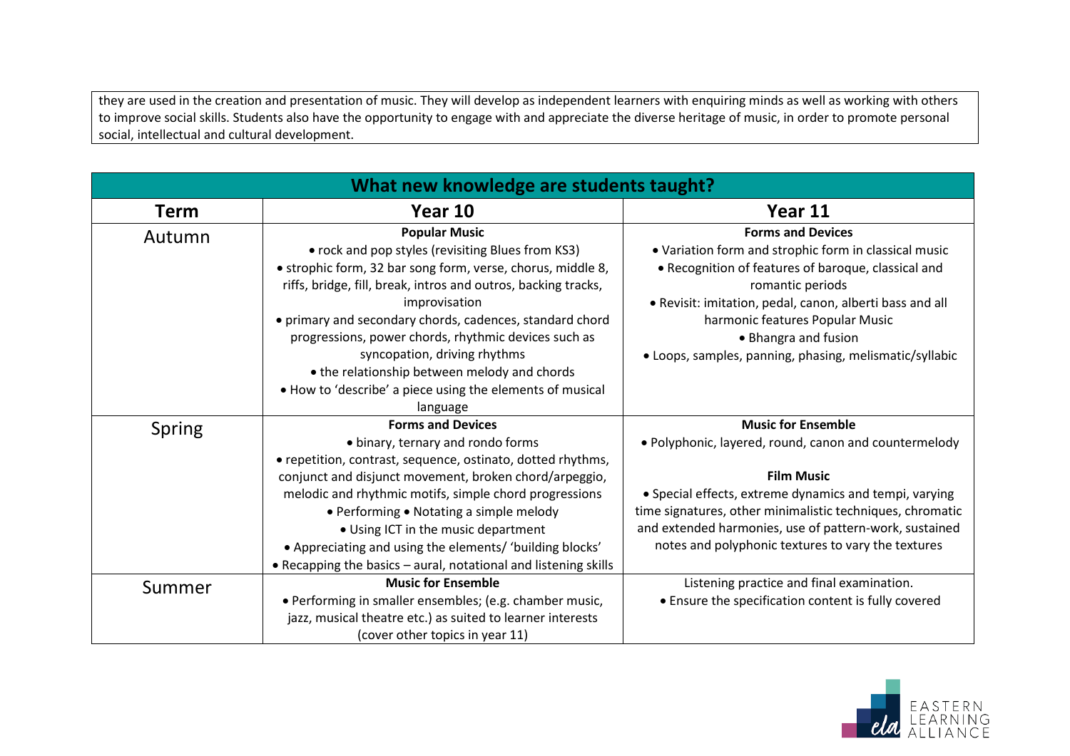they are used in the creation and presentation of music. They will develop as independent learners with enquiring minds as well as working with others to improve social skills. Students also have the opportunity to engage with and appreciate the diverse heritage of music, in order to promote personal social, intellectual and cultural development.

| What new knowledge are students taught? | | |
|---|---|---|
| **Term** | **Year 10** | **Year 11** |
| Autumn | **Popular Music**<br>• rock and pop styles (revisiting Blues from KS3)<br>• strophic form, 32 bar song form, verse, chorus, middle 8, riffs, bridge, fill, break, intros and outros, backing tracks, improvisation<br>• primary and secondary chords, cadences, standard chord progressions, power chords, rhythmic devices such as syncopation, driving rhythms<br>• the relationship between melody and chords<br>• How to 'describe' a piece using the elements of musical language | **Forms and Devices**<br>• Variation form and strophic form in classical music<br>• Recognition of features of baroque, classical and romantic periods<br>• Revisit: imitation, pedal, canon, alberti bass and all harmonic features Popular Music<br>• Bhangra and fusion<br>• Loops, samples, panning, phasing, melismatic/syllabic |
| Spring | **Forms and Devices**<br>• binary, ternary and rondo forms<br>• repetition, contrast, sequence, ostinato, dotted rhythms, conjunct and disjunct movement, broken chord/arpeggio, melodic and rhythmic motifs, simple chord progressions<br>• Performing • Notating a simple melody<br>• Using ICT in the music department<br>• Appreciating and using the elements/ 'building blocks'<br>• Recapping the basics – aural, notational and listening skills | **Music for Ensemble**<br>• Polyphonic, layered, round, canon and countermelody<br><br>**Film Music**<br>• Special effects, extreme dynamics and tempi, varying time signatures, other minimalistic techniques, chromatic and extended harmonies, use of pattern-work, sustained notes and polyphonic textures to vary the textures |
| Summer | **Music for Ensemble**<br>• Performing in smaller ensembles; (e.g. chamber music, jazz, musical theatre etc.) as suited to learner interests (cover other topics in year 11) | Listening practice and final examination.<br>• Ensure the specification content is fully covered |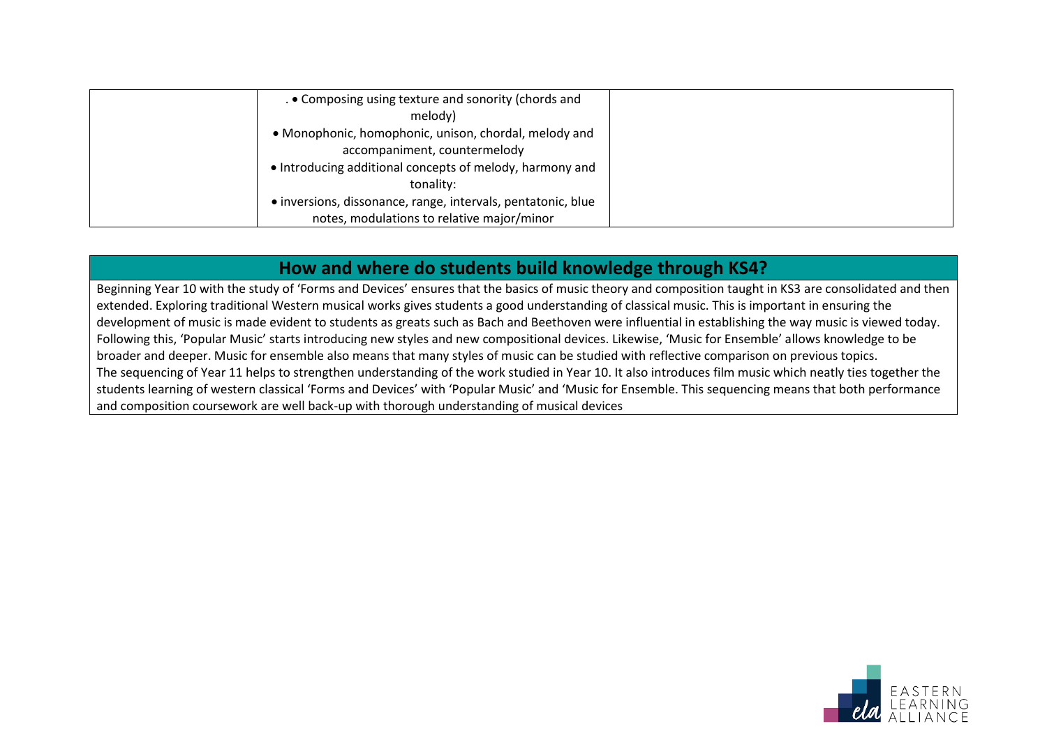| | | |
|---|---|---|
| | . • Composing using texture and sonority (chords and melody)<br>• Monophonic, homophonic, unison, chordal, melody and accompaniment, countermelody<br>• Introducing additional concepts of melody, harmony and tonality:<br>• inversions, dissonance, range, intervals, pentatonic, blue notes, modulations to relative major/minor | |

## How and where do students build knowledge through KS4?

Beginning Year 10 with the study of 'Forms and Devices' ensures that the basics of music theory and composition taught in KS3 are consolidated and then extended. Exploring traditional Western musical works gives students a good understanding of classical music. This is important in ensuring the development of music is made evident to students as greats such as Bach and Beethoven were influential in establishing the way music is viewed today. Following this, 'Popular Music' starts introducing new styles and new compositional devices. Likewise, 'Music for Ensemble' allows knowledge to be broader and deeper. Music for ensemble also means that many styles of music can be studied with reflective comparison on previous topics.
The sequencing of Year 11 helps to strengthen understanding of the work studied in Year 10. It also introduces film music which neatly ties together the students learning of western classical 'Forms and Devices' with 'Popular Music' and 'Music for Ensemble. This sequencing means that both performance and composition coursework are well back-up with thorough understanding of musical devices